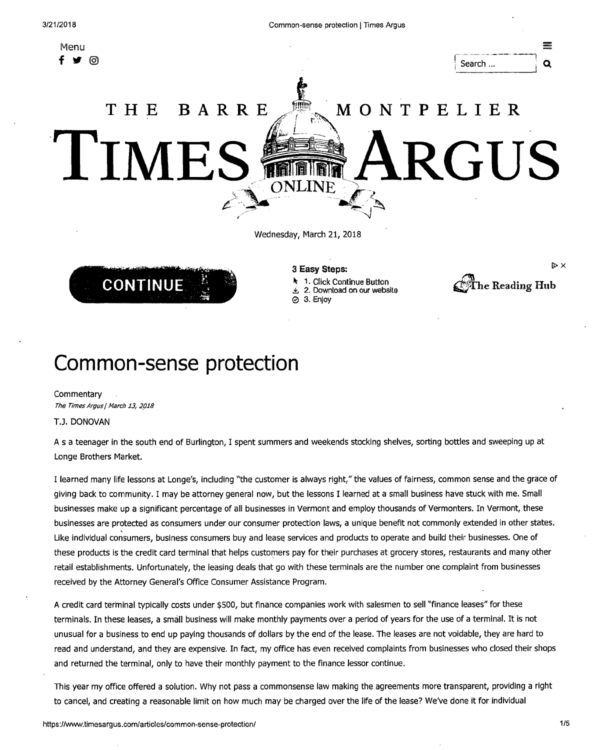# Common-sense protection

Commentary

*The Times Argus | March 13, 2018*

T.J. DONOVAN

As a teenager in the south end of Burlington, I spent summers and weekends stocking shelves, sorting bottles and sweeping up at Longe Brothers Market.

I learned many life lessons at Longe's, including "the customer is always right," the values of fairness, common sense and the grace of giving back to community. I may be attorney general now, but the lessons I learned at a small business have stuck with me. Small businesses make up a significant percentage of all businesses in Vermont and employ thousands of Vermonters. In Vermont, these businesses are protected as consumers under our consumer protection laws, a unique benefit not commonly extended in other states. Like individual consumers, business consumers buy and lease services and products to operate and build their businesses. One of these products is the credit card terminal that helps customers pay for their purchases at grocery stores, restaurants and many other retail establishments. Unfortunately, the leasing deals that go with these terminals are the number one complaint from businesses received by the Attorney General's Office Consumer Assistance Program.

A credit card terminal typically costs under $500, but finance companies work with salesmen to sell "finance leases" for these terminals. In these leases, a small business will make monthly payments over a period of years for the use of a terminal. It is not unusual for a business to end up paying thousands of dollars by the end of the lease. The leases are not voidable, they are hard to read and understand, and they are expensive. In fact, my office has even received complaints from businesses who closed their shops and returned the terminal, only to have their monthly payment to the finance lessor continue.

This year my office offered a solution. Why not pass a commonsense law making the agreements more transparent, providing a right to cancel, and creating a reasonable limit on how much may be charged over the life of the lease? We've done it for individual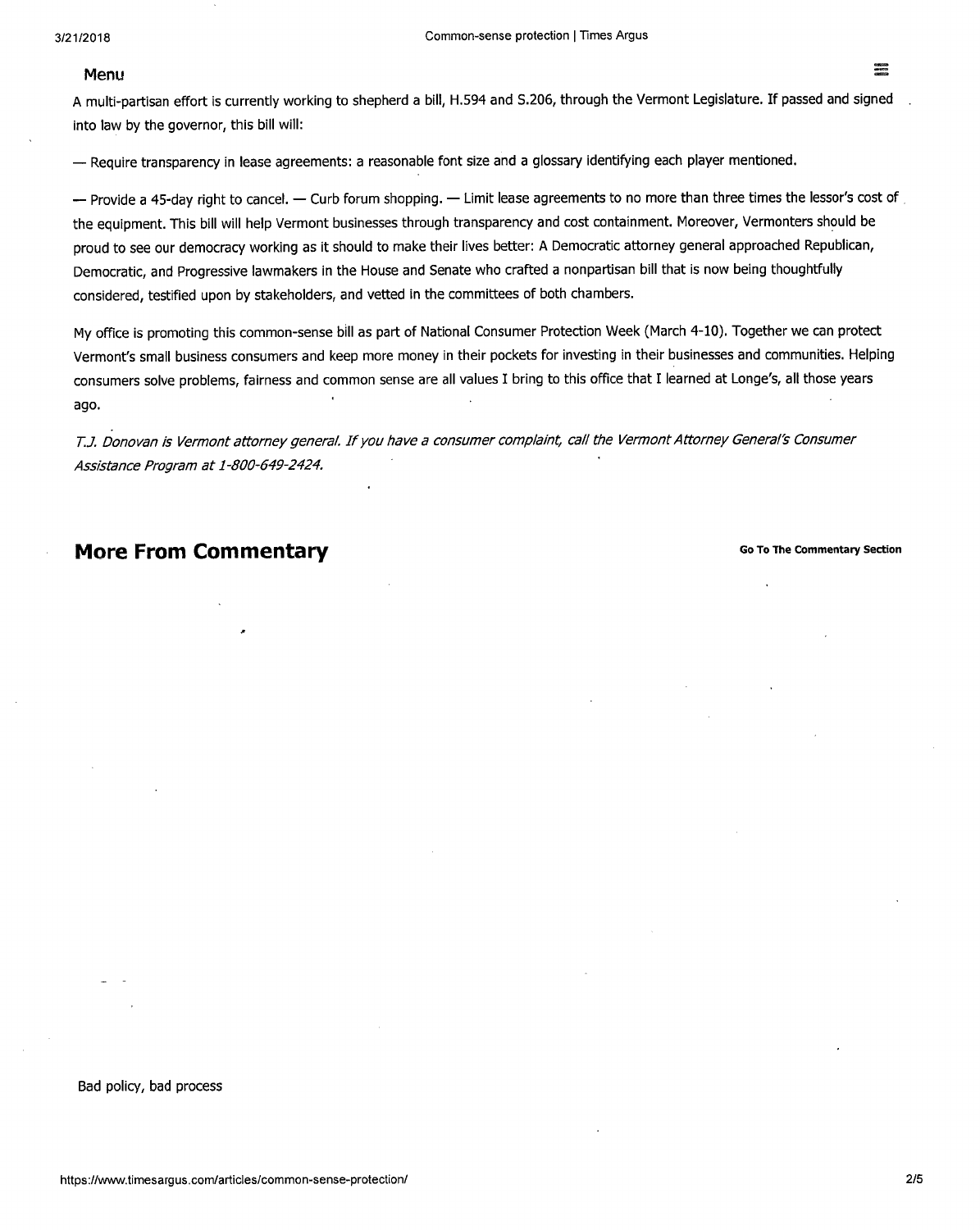A multi-partisan effort is currently working to shepherd a bill, H.594 and S.206, through the Vermont Legislature. If passed and signed into law by the governor, this bill will:

— Require transparency in lease agreements: a reasonable font size and a glossary identifying each player mentioned.

— Provide a 45-day right to cancel. — Curb forum shopping. — Limit lease agreements to no more than three times the lessor's cost of the equipment. This bill will help Vermont businesses through transparency and cost containment. Moreover, Vermonters should be proud to see our democracy working as it should to make their lives better: A Democratic attorney general approached Republican, Democratic, and Progressive lawmakers in the House and Senate who crafted a nonpartisan bill that is now being thoughtfully considered, testified upon by stakeholders, and vetted in the committees of both chambers.

My office is promoting this common-sense bill as part of National Consumer Protection Week (March 4-10). Together we can protect Vermont's small business consumers and keep more money in their pockets for investing in their businesses and communities. Helping consumers solve problems, fairness and common sense are all values I bring to this office that I learned at Longe's, all those years ago.

*T.J. Donovan is Vermont attorney general. If you have a consumer complaint, call the Vermont Attorney General's Consumer Assistance Program at 1-800-649-2424.*

## More From Commentary

**Go To The Commentary Section**

Bad policy, bad process